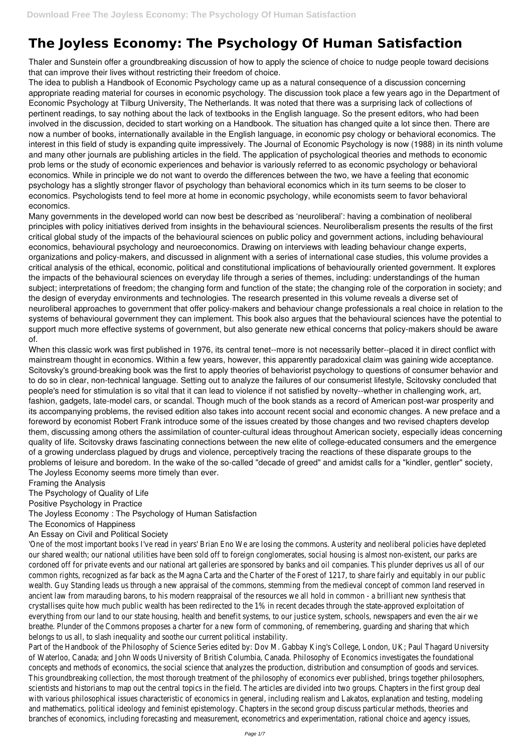# The Joyless Economy: The Psychology Of Human Satisfaction

Thaler and Sunstein offer a groundbreaking discussion of how to apply the science of choice to nudge people toward decisions that can improve their lives without restricting their freedom of choice.

The idea to publish a Handbook of Economic Psychology came up as a natural consequence of a discussion concerning appropriate reading material for courses in economic psychology. The discussion took place a few years ago in the Department of Economic Psychology at Tilburg University, The Netherlands. It was noted that there was a surprising lack of collections of pertinent readings, to say nothing about the lack of textbooks in the English language. So the present editors, who had been involved in the discussion, decided to start working on a Handbook. The situation has changed quite a lot since then. There are now a number of books, internationally available in the English language, in economic psy chology or behavioral economics. The interest in this field of study is expanding quite impressively. The Journal of Economic Psychology is now (1988) in its ninth volume and many other journals are publishing articles in the field. The application of psychological theories and methods to economic prob lems or the study of economic experiences and behavior is variously referred to as economic psychology or behavioral economics. While in principle we do not want to overdo the differences between the two, we have a feeling that economic psychology has a slightly stronger flavor of psychology than behavioral economics which in its turn seems to be closer to economics. Psychologists tend to feel more at home in economic psychology, while economists seem to favor behavioral economics.

Many governments in the developed world can now best be described as 'neuroliberal': having a combination of neoliberal principles with policy initiatives derived from insights in the behavioural sciences. Neuroliberalism presents the results of the first critical global study of the impacts of the behavioural sciences on public policy and government actions, including behavioural economics, behavioural psychology and neuroeconomics. Drawing on interviews with leading behaviour change experts, organizations and policy-makers, and discussed in alignment with a series of international case studies, this volume provides a critical analysis of the ethical, economic, political and constitutional implications of behaviourally oriented government. It explores the impacts of the behavioural sciences on everyday life through a series of themes, including: understandings of the human subject; interpretations of freedom; the changing form and function of the state; the changing role of the corporation in society; and the design of everyday environments and technologies. The research presented in this volume reveals a diverse set of neuroliberal approaches to government that offer policy-makers and behaviour change professionals a real choice in relation to the systems of behavioural government they can implement. This book also argues that the behavioural sciences have the potential to support much more effective systems of government, but also generate new ethical concerns that policy-makers should be aware of.

When this classic work was first published in 1976, its central tenet--more is not necessarily better--placed it in direct conflict with mainstream thought in economics. Within a few years, however, this apparently paradoxical claim was gaining wide acceptance. Scitovsky's ground-breaking book was the first to apply theories of behaviorist psychology to questions of consumer behavior and to do so in clear, non-technical language. Setting out to analyze the failures of our consumerist lifestyle, Scitovsky concluded that people's need for stimulation is so vital that it can lead to violence if not satisfied by novelty--whether in challenging work, art, fashion, gadgets, late-model cars, or scandal. Though much of the book stands as a record of American post-war prosperity and its accompanying problems, the revised edition also takes into account recent social and economic changes. A new preface and a foreword by economist Robert Frank introduce some of the issues created by those changes and two revised chapters develop them, discussing among others the assimilation of counter-cultural ideas throughout American society, especially ideas concerning quality of life. Scitovsky draws fascinating connections between the new elite of college-educated consumers and the emergence of a growing underclass plagued by drugs and violence, perceptively tracing the reactions of these disparate groups to the problems of leisure and boredom. In the wake of the so-called "decade of greed" and amidst calls for a "kindler, gentler" society, The Joyless Economy seems more timely than ever.

Framing the Analysis
The Psychology of Quality of Life
Positive Psychology in Practice
The Joyless Economy : The Psychology of Human Satisfaction
The Economics of Happiness
An Essay on Civil and Political Society

'One of the most important books I've read in years' Brian Eno We are losing the commons. Austerity and neoliberal policies have depleted our shared wealth; our national utilities have been sold off to foreign conglomerates, social housing is almost non-existent, our parks are cordoned off for private events and our national art galleries are sponsored by banks and oil companies. This plunder deprives us all of our common rights, recognized as far back as the Magna Carta and the Charter of the Forest of 1217, to share fairly and equitably in our public wealth. Guy Standing leads us through a new appraisal of the commons, stemming from the medieval concept of common land reserved in ancient law from marauding barons, to his modern reappraisal of the resources we all hold in common - a brilliant new synthesis that crystallises quite how much public wealth has been redirected to the 1% in recent decades through the state-approved exploitation of everything from our land to our state housing, health and benefit systems, to our justice system, schools, newspapers and even the air we breathe. Plunder of the Commons proposes a charter for a new form of commoning, of remembering, guarding and sharing that which belongs to us all, to slash inequality and soothe our current political instability.

Part of the Handbook of the Philosophy of Science Series edited by: Dov M. Gabbay King's College, London, UK; Paul Thagard University of Waterloo, Canada; and John Woods University of British Columbia, Canada. Philosophy of Economics investigates the foundational concepts and methods of economics, the social science that analyzes the production, distribution and consumption of goods and services. This groundbreaking collection, the most thorough treatment of the philosophy of economics ever published, brings together philosophers, scientists and historians to map out the central topics in the field. The articles are divided into two groups. Chapters in the first group deal with various philosophical issues characteristic of economics in general, including realism and Lakatos, explanation and testing, modeling and mathematics, political ideology and feminist epistemology. Chapters in the second group discuss particular methods, theories and branches of economics, including forecasting and measurement, econometrics and experimentation, rational choice and agency issues,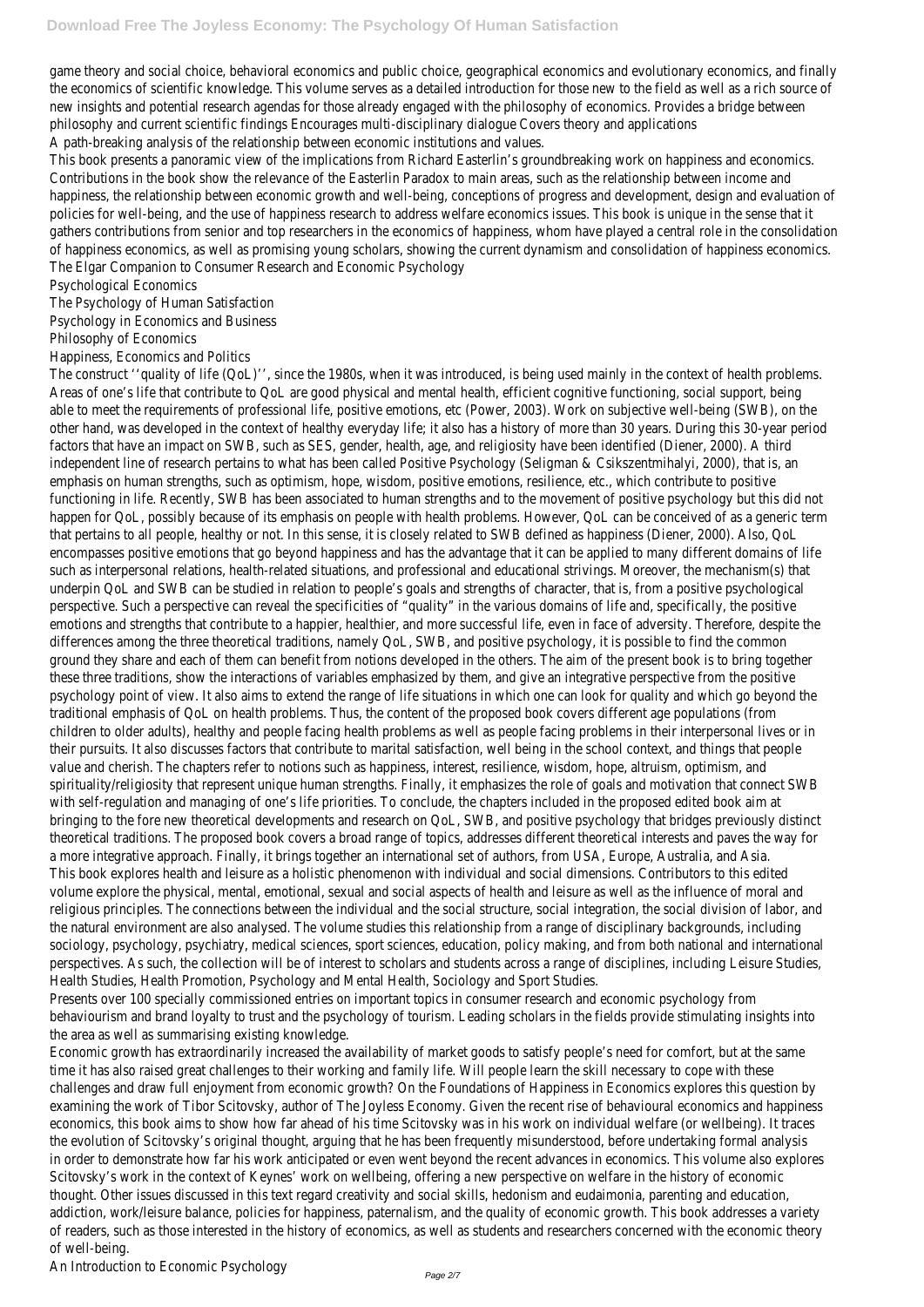game theory and social choice, behavioral economics and public choice, geographical economics and evolutionary economics, and finally the economics of scientific knowledge. This volume serves as a detailed introduction for those new to the field as well as a rich source of new insights and potential research agendas for those already engaged with the philosophy of economics. Provides a bridge between philosophy and current scientific findings Encourages multi-disciplinary dialogue Covers theory and applications

A path-breaking analysis of the relationship between economic institutions and values.

This book presents a panoramic view of the implications from Richard Easterlin's groundbreaking work on happiness and economics. Contributions in the book show the relevance of the Easterlin Paradox to main areas, such as the relationship between income and happiness, the relationship between economic growth and well-being, conceptions of progress and development, design and evaluation of policies for well-being, and the use of happiness research to address welfare economics issues. This book is unique in the sense that it gathers contributions from senior and top researchers in the economics of happiness, whom have played a central role in the consolidation of happiness economics, as well as promising young scholars, showing the current dynamism and consolidation of happiness economics.

The Elgar Companion to Consumer Research and Economic Psychology

Psychological Economics

The Psychology of Human Satisfaction

Psychology in Economics and Business

Philosophy of Economics

Happiness, Economics and Politics

The construct ''quality of life (QoL)'', since the 1980s, when it was introduced, is being used mainly in the context of health problems. Areas of one's life that contribute to QoL are good physical and mental health, efficient cognitive functioning, social support, being able to meet the requirements of professional life, positive emotions, etc (Power, 2003). Work on subjective well-being (SWB), on the other hand, was developed in the context of healthy everyday life; it also has a history of more than 30 years. During this 30-year period factors that have an impact on SWB, such as SES, gender, health, age, and religiosity have been identified (Diener, 2000). A third independent line of research pertains to what has been called Positive Psychology (Seligman & Csikszentmihalyi, 2000), that is, an emphasis on human strengths, such as optimism, hope, wisdom, positive emotions, resilience, etc., which contribute to positive functioning in life. Recently, SWB has been associated to human strengths and to the movement of positive psychology but this did not happen for QoL, possibly because of its emphasis on people with health problems. However, QoL can be conceived of as a generic term that pertains to all people, healthy or not. In this sense, it is closely related to SWB defined as happiness (Diener, 2000). Also, QoL encompasses positive emotions that go beyond happiness and has the advantage that it can be applied to many different domains of life such as interpersonal relations, health-related situations, and professional and educational strivings. Moreover, the mechanism(s) that underpin QoL and SWB can be studied in relation to people's goals and strengths of character, that is, from a positive psychological perspective. Such a perspective can reveal the specificities of "quality" in the various domains of life and, specifically, the positive emotions and strengths that contribute to a happier, healthier, and more successful life, even in face of adversity. Therefore, despite the differences among the three theoretical traditions, namely QoL, SWB, and positive psychology, it is possible to find the common ground they share and each of them can benefit from notions developed in the others. The aim of the present book is to bring together these three traditions, show the interactions of variables emphasized by them, and give an integrative perspective from the positive psychology point of view. It also aims to extend the range of life situations in which one can look for quality and which go beyond the traditional emphasis of QoL on health problems. Thus, the content of the proposed book covers different age populations (from children to older adults), healthy and people facing health problems as well as people facing problems in their interpersonal lives or in their pursuits. It also discusses factors that contribute to marital satisfaction, well being in the school context, and things that people value and cherish. The chapters refer to notions such as happiness, interest, resilience, wisdom, hope, altruism, optimism, and spirituality/religiosity that represent unique human strengths. Finally, it emphasizes the role of goals and motivation that connect SWB with self-regulation and managing of one's life priorities. To conclude, the chapters included in the proposed edited book aim at bringing to the fore new theoretical developments and research on QoL, SWB, and positive psychology that bridges previously distinct theoretical traditions. The proposed book covers a broad range of topics, addresses different theoretical interests and paves the way for a more integrative approach. Finally, it brings together an international set of authors, from USA, Europe, Australia, and Asia.

This book explores health and leisure as a holistic phenomenon with individual and social dimensions. Contributors to this edited volume explore the physical, mental, emotional, sexual and social aspects of health and leisure as well as the influence of moral and religious principles. The connections between the individual and the social structure, social integration, the social division of labor, and the natural environment are also analysed. The volume studies this relationship from a range of disciplinary backgrounds, including sociology, psychology, psychiatry, medical sciences, sport sciences, education, policy making, and from both national and international perspectives. As such, the collection will be of interest to scholars and students across a range of disciplines, including Leisure Studies, Health Studies, Health Promotion, Psychology and Mental Health, Sociology and Sport Studies.

Presents over 100 specially commissioned entries on important topics in consumer research and economic psychology from behaviourism and brand loyalty to trust and the psychology of tourism. Leading scholars in the fields provide stimulating insights into the area as well as summarising existing knowledge.

Economic growth has extraordinarily increased the availability of market goods to satisfy people's need for comfort, but at the same time it has also raised great challenges to their working and family life. Will people learn the skill necessary to cope with these challenges and draw full enjoyment from economic growth? On the Foundations of Happiness in Economics explores this question by examining the work of Tibor Scitovsky, author of The Joyless Economy. Given the recent rise of behavioural economics and happiness economics, this book aims to show how far ahead of his time Scitovsky was in his work on individual welfare (or wellbeing). It traces the evolution of Scitovsky's original thought, arguing that he has been frequently misunderstood, before undertaking formal analysis in order to demonstrate how far his work anticipated or even went beyond the recent advances in economics. This volume also explores Scitovsky's work in the context of Keynes' work on wellbeing, offering a new perspective on welfare in the history of economic thought. Other issues discussed in this text regard creativity and social skills, hedonism and eudaimonia, parenting and education, addiction, work/leisure balance, policies for happiness, paternalism, and the quality of economic growth. This book addresses a variety of readers, such as those interested in the history of economics, as well as students and researchers concerned with the economic theory of well-being.

An Introduction to Economic Psychology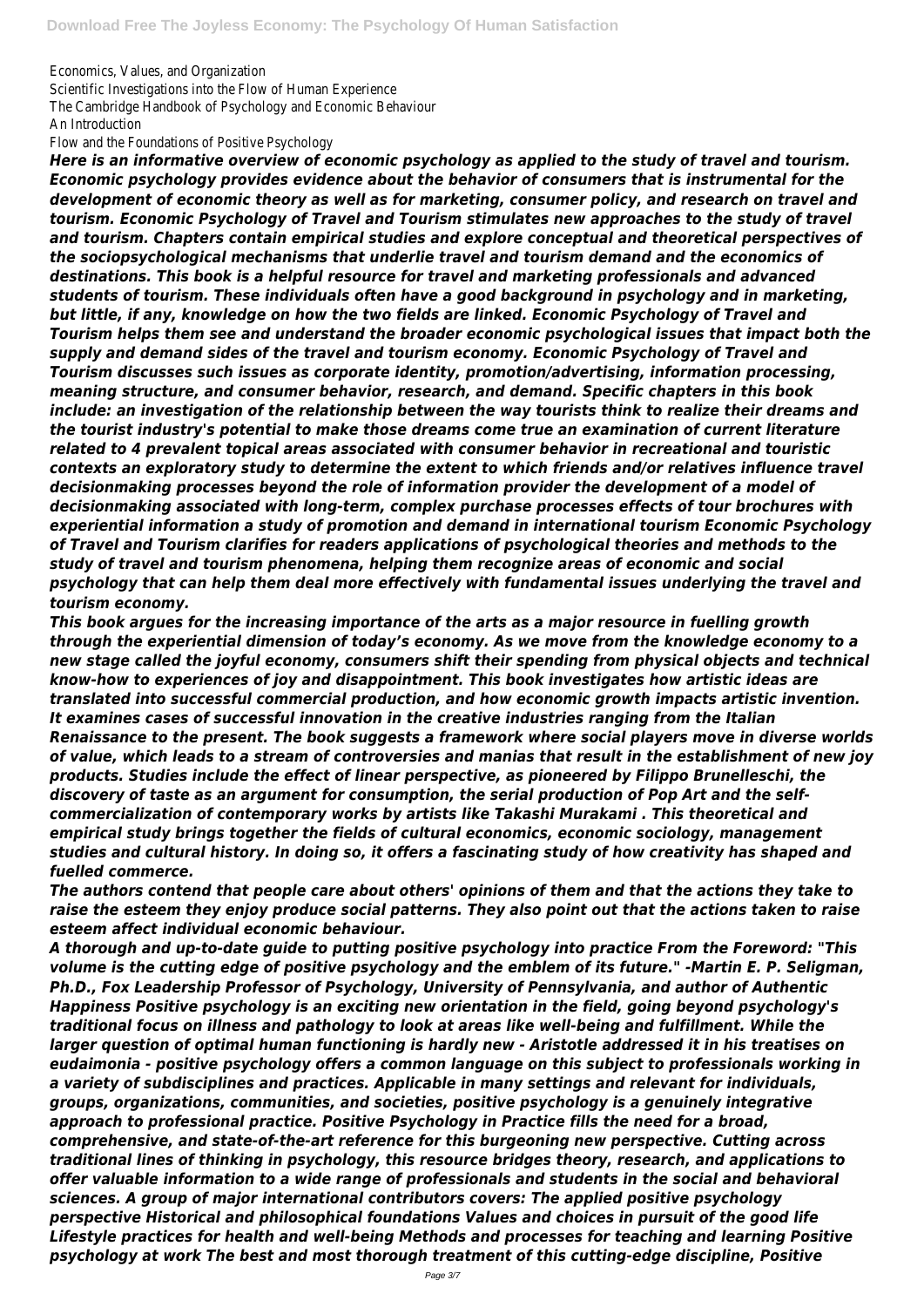Economics, Values, and Organization
Scientific Investigations into the Flow of Human Experience
The Cambridge Handbook of Psychology and Economic Behaviour
An Introduction
Flow and the Foundations of Positive Psychology

***Here is an informative overview of economic psychology as applied to the study of travel and tourism. Economic psychology provides evidence about the behavior of consumers that is instrumental for the development of economic theory as well as for marketing, consumer policy, and research on travel and tourism. Economic Psychology of Travel and Tourism stimulates new approaches to the study of travel and tourism. Chapters contain empirical studies and explore conceptual and theoretical perspectives of the sociopsychological mechanisms that underlie travel and tourism demand and the economics of destinations. This book is a helpful resource for travel and marketing professionals and advanced students of tourism. These individuals often have a good background in psychology and in marketing, but little, if any, knowledge on how the two fields are linked. Economic Psychology of Travel and Tourism helps them see and understand the broader economic psychological issues that impact both the supply and demand sides of the travel and tourism economy. Economic Psychology of Travel and Tourism discusses such issues as corporate identity, promotion/advertising, information processing, meaning structure, and consumer behavior, research, and demand. Specific chapters in this book include: an investigation of the relationship between the way tourists think to realize their dreams and the tourist industry's potential to make those dreams come true an examination of current literature related to 4 prevalent topical areas associated with consumer behavior in recreational and touristic contexts an exploratory study to determine the extent to which friends and/or relatives influence travel decisionmaking processes beyond the role of information provider the development of a model of decisionmaking associated with long-term, complex purchase processes effects of tour brochures with experiential information a study of promotion and demand in international tourism Economic Psychology of Travel and Tourism clarifies for readers applications of psychological theories and methods to the study of travel and tourism phenomena, helping them recognize areas of economic and social psychology that can help them deal more effectively with fundamental issues underlying the travel and tourism economy.***

***This book argues for the increasing importance of the arts as a major resource in fuelling growth through the experiential dimension of today's economy. As we move from the knowledge economy to a new stage called the joyful economy, consumers shift their spending from physical objects and technical know-how to experiences of joy and disappointment. This book investigates how artistic ideas are translated into successful commercial production, and how economic growth impacts artistic invention. It examines cases of successful innovation in the creative industries ranging from the Italian Renaissance to the present. The book suggests a framework where social players move in diverse worlds of value, which leads to a stream of controversies and manias that result in the establishment of new joy products. Studies include the effect of linear perspective, as pioneered by Filippo Brunelleschi, the discovery of taste as an argument for consumption, the serial production of Pop Art and the self-commercialization of contemporary works by artists like Takashi Murakami . This theoretical and empirical study brings together the fields of cultural economics, economic sociology, management studies and cultural history. In doing so, it offers a fascinating study of how creativity has shaped and fuelled commerce.***

***The authors contend that people care about others' opinions of them and that the actions they take to raise the esteem they enjoy produce social patterns. They also point out that the actions taken to raise esteem affect individual economic behaviour.***

***A thorough and up-to-date guide to putting positive psychology into practice From the Foreword: "This volume is the cutting edge of positive psychology and the emblem of its future." -Martin E. P. Seligman, Ph.D., Fox Leadership Professor of Psychology, University of Pennsylvania, and author of Authentic Happiness Positive psychology is an exciting new orientation in the field, going beyond psychology's traditional focus on illness and pathology to look at areas like well-being and fulfillment. While the larger question of optimal human functioning is hardly new - Aristotle addressed it in his treatises on eudaimonia - positive psychology offers a common language on this subject to professionals working in a variety of subdisciplines and practices. Applicable in many settings and relevant for individuals, groups, organizations, communities, and societies, positive psychology is a genuinely integrative approach to professional practice. Positive Psychology in Practice fills the need for a broad, comprehensive, and state-of-the-art reference for this burgeoning new perspective. Cutting across traditional lines of thinking in psychology, this resource bridges theory, research, and applications to offer valuable information to a wide range of professionals and students in the social and behavioral sciences. A group of major international contributors covers: The applied positive psychology perspective Historical and philosophical foundations Values and choices in pursuit of the good life Lifestyle practices for health and well-being Methods and processes for teaching and learning Positive psychology at work The best and most thorough treatment of this cutting-edge discipline, Positive***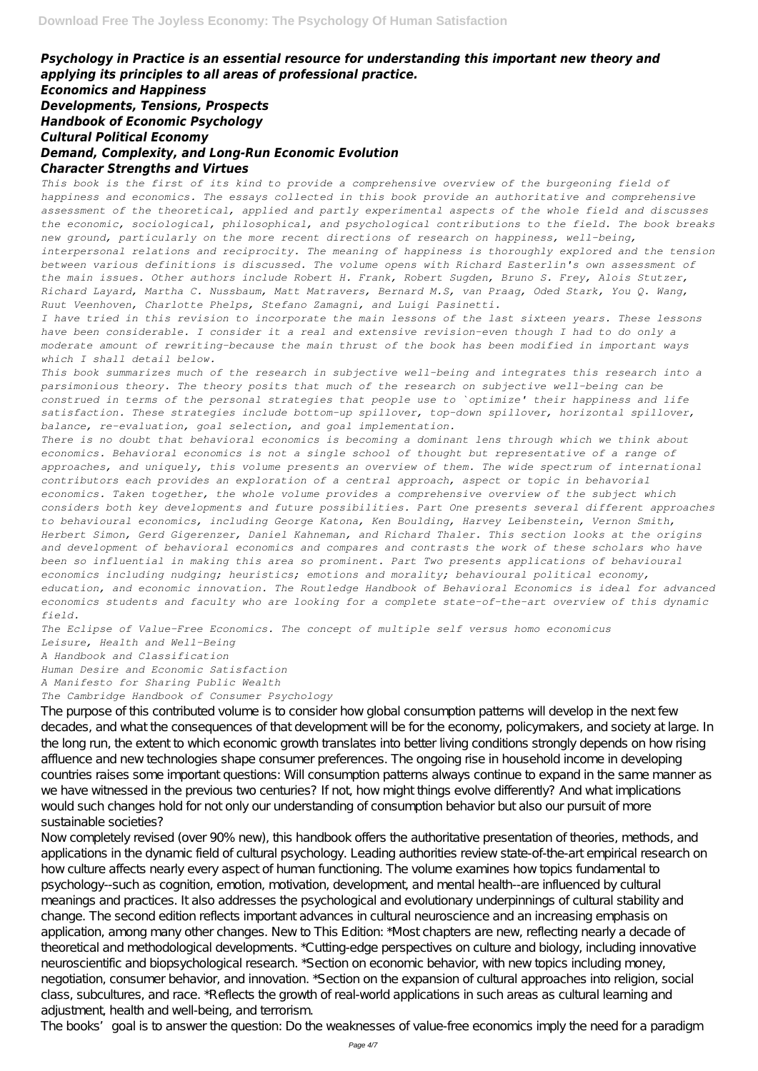***Psychology in Practice is an essential resource for understanding this important new theory and applying its principles to all areas of professional practice.***

***Economics and Happiness***

***Developments, Tensions, Prospects***

***Handbook of Economic Psychology***

***Cultural Political Economy***

***Demand, Complexity, and Long-Run Economic Evolution***

***Character Strengths and Virtues***

*This book is the first of its kind to provide a comprehensive overview of the burgeoning field of happiness and economics. The essays collected in this book provide an authoritative and comprehensive assessment of the theoretical, applied and partly experimental aspects of the whole field and discusses the economic, sociological, philosophical, and psychological contributions to the field. The book breaks new ground, particularly on the more recent directions of research on happiness, well-being, interpersonal relations and reciprocity. The meaning of happiness is thoroughly explored and the tension between various definitions is discussed. The volume opens with Richard Easterlin's own assessment of the main issues. Other authors include Robert H. Frank, Robert Sugden, Bruno S. Frey, Alois Stutzer, Richard Layard, Martha C. Nussbaum, Matt Matravers, Bernard M.S, van Praag, Oded Stark, You Q. Wang, Ruut Veenhoven, Charlotte Phelps, Stefano Zamagni, and Luigi Pasinetti.*

*I have tried in this revision to incorporate the main lessons of the last sixteen years. These lessons have been considerable. I consider it a real and extensive revision-even though I had to do only a moderate amount of rewriting-because the main thrust of the book has been modified in important ways which I shall detail below.*

*This book summarizes much of the research in subjective well-being and integrates this research into a parsimonious theory. The theory posits that much of the research on subjective well-being can be construed in terms of the personal strategies that people use to `optimize' their happiness and life satisfaction. These strategies include bottom-up spillover, top-down spillover, horizontal spillover, balance, re-evaluation, goal selection, and goal implementation.*

*There is no doubt that behavioral economics is becoming a dominant lens through which we think about economics. Behavioral economics is not a single school of thought but representative of a range of approaches, and uniquely, this volume presents an overview of them. The wide spectrum of international contributors each provides an exploration of a central approach, aspect or topic in behavioral economics. Taken together, the whole volume provides a comprehensive overview of the subject which considers both key developments and future possibilities. Part One presents several different approaches to behavioural economics, including George Katona, Ken Boulding, Harvey Leibenstein, Vernon Smith, Herbert Simon, Gerd Gigerenzer, Daniel Kahneman, and Richard Thaler. This section looks at the origins and development of behavioral economics and compares and contrasts the work of these scholars who have been so influential in making this area so prominent. Part Two presents applications of behavioural economics including nudging; heuristics; emotions and morality; behavioural political economy, education, and economic innovation. The Routledge Handbook of Behavioral Economics is ideal for advanced economics students and faculty who are looking for a complete state-of-the-art overview of this dynamic field.*

*The Eclipse of Value-Free Economics. The concept of multiple self versus homo economicus*

*Leisure, Health and Well-Being*

*A Handbook and Classification*

*Human Desire and Economic Satisfaction*

*A Manifesto for Sharing Public Wealth*

*The Cambridge Handbook of Consumer Psychology*

The purpose of this contributed volume is to consider how global consumption patterns will develop in the next few decades, and what the consequences of that development will be for the economy, policymakers, and society at large. In the long run, the extent to which economic growth translates into better living conditions strongly depends on how rising affluence and new technologies shape consumer preferences. The ongoing rise in household income in developing countries raises some important questions: Will consumption patterns always continue to expand in the same manner as we have witnessed in the previous two centuries? If not, how might things evolve differently? And what implications would such changes hold for not only our understanding of consumption behavior but also our pursuit of more sustainable societies?

Now completely revised (over 90% new), this handbook offers the authoritative presentation of theories, methods, and applications in the dynamic field of cultural psychology. Leading authorities review state-of-the-art empirical research on how culture affects nearly every aspect of human functioning. The volume examines how topics fundamental to psychology--such as cognition, emotion, motivation, development, and mental health--are influenced by cultural meanings and practices. It also addresses the psychological and evolutionary underpinnings of cultural stability and change. The second edition reflects important advances in cultural neuroscience and an increasing emphasis on application, among many other changes. New to This Edition: *Most chapters are new, reflecting nearly a decade of theoretical and methodological developments. *Cutting-edge perspectives on culture and biology, including innovative neuroscientific and biopsychological research. *Section on economic behavior, with new topics including money, negotiation, consumer behavior, and innovation. *Section on the expansion of cultural approaches into religion, social class, subcultures, and race. *Reflects the growth of real-world applications in such areas as cultural learning and adjustment, health and well-being, and terrorism.

The books' goal is to answer the question: Do the weaknesses of value-free economics imply the need for a paradigm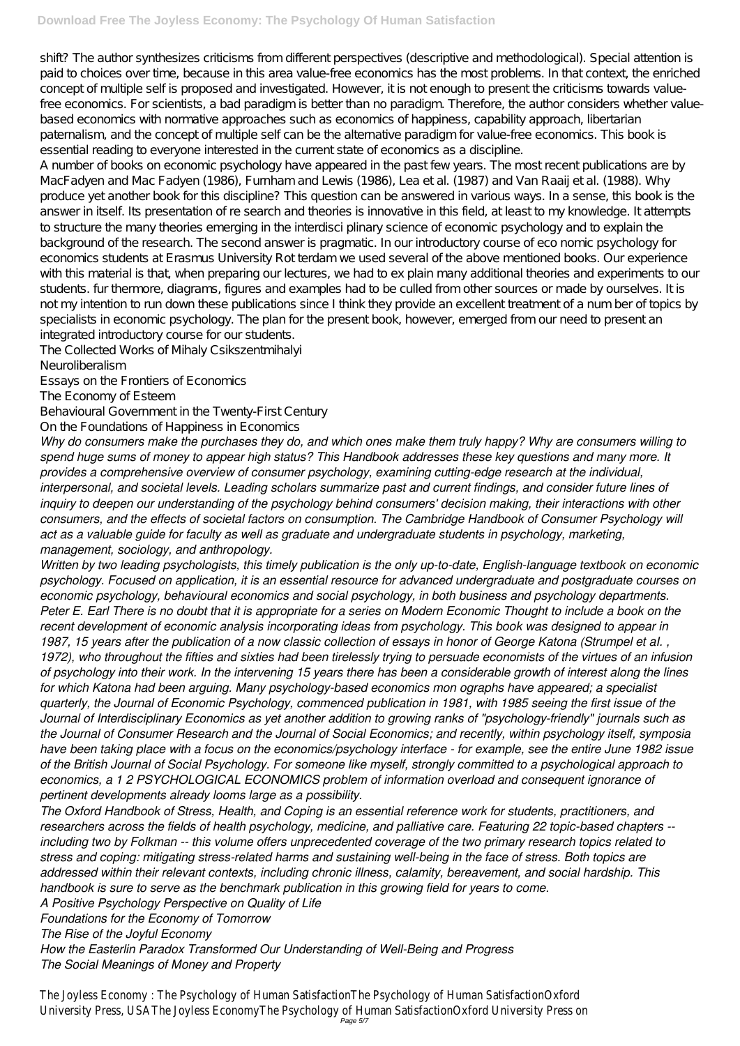shift? The author synthesizes criticisms from different perspectives (descriptive and methodological). Special attention is paid to choices over time, because in this area value-free economics has the most problems. In that context, the enriched concept of multiple self is proposed and investigated. However, it is not enough to present the criticisms towards value-free economics. For scientists, a bad paradigm is better than no paradigm. Therefore, the author considers whether value-based economics with normative approaches such as economics of happiness, capability approach, libertarian paternalism, and the concept of multiple self can be the alternative paradigm for value-free economics. This book is essential reading to everyone interested in the current state of economics as a discipline.

A number of books on economic psychology have appeared in the past few years. The most recent publications are by MacFadyen and Mac Fadyen (1986), Furnham and Lewis (1986), Lea et al. (1987) and Van Raaij et al. (1988). Why produce yet another book for this discipline? This question can be answered in various ways. In a sense, this book is the answer in itself. Its presentation of re search and theories is innovative in this field, at least to my knowledge. It attempts to structure the many theories emerging in the interdisci plinary science of economic psychology and to explain the background of the research. The second answer is pragmatic. In our introductory course of eco nomic psychology for economics students at Erasmus University Rot terdam we used several of the above mentioned books. Our experience with this material is that, when preparing our lectures, we had to ex plain many additional theories and experiments to our students. fur thermore, diagrams, figures and examples had to be culled from other sources or made by ourselves. It is not my intention to run down these publications since I think they provide an excellent treatment of a num ber of topics by specialists in economic psychology. The plan for the present book, however, emerged from our need to present an integrated introductory course for our students.

The Collected Works of Mihaly Csikszentmihalyi

Neuroliberalism

Essays on the Frontiers of Economics

The Economy of Esteem

Behavioural Government in the Twenty-First Century

On the Foundations of Happiness in Economics

*Why do consumers make the purchases they do, and which ones make them truly happy? Why are consumers willing to spend huge sums of money to appear high status? This Handbook addresses these key questions and many more. It provides a comprehensive overview of consumer psychology, examining cutting-edge research at the individual, interpersonal, and societal levels. Leading scholars summarize past and current findings, and consider future lines of inquiry to deepen our understanding of the psychology behind consumers' decision making, their interactions with other consumers, and the effects of societal factors on consumption. The Cambridge Handbook of Consumer Psychology will act as a valuable guide for faculty as well as graduate and undergraduate students in psychology, marketing, management, sociology, and anthropology.*

*Written by two leading psychologists, this timely publication is the only up-to-date, English-language textbook on economic psychology. Focused on application, it is an essential resource for advanced undergraduate and postgraduate courses on economic psychology, behavioural economics and social psychology, in both business and psychology departments. Peter E. Earl There is no doubt that it is appropriate for a series on Modern Economic Thought to include a book on the recent development of economic analysis incorporating ideas from psychology. This book was designed to appear in 1987, 15 years after the publication of a now classic collection of essays in honor of George Katona (Strumpel et al. , 1972), who throughout the fifties and sixties had been tirelessly trying to persuade economists of the virtues of an infusion of psychology into their work. In the intervening 15 years there has been a considerable growth of interest along the lines for which Katona had been arguing. Many psychology-based economics mon ographs have appeared; a specialist quarterly, the Journal of Economic Psychology, commenced publication in 1981, with 1985 seeing the first issue of the Journal of Interdisciplinary Economics as yet another addition to growing ranks of "psychology-friendly" journals such as the Journal of Consumer Research and the Journal of Social Economics; and recently, within psychology itself, symposia have been taking place with a focus on the economics/psychology interface - for example, see the entire June 1982 issue of the British Journal of Social Psychology. For someone like myself, strongly committed to a psychological approach to economics, a 1 2 PSYCHOLOGICAL ECONOMICS problem of information overload and consequent ignorance of pertinent developments already looms large as a possibility.*

*The Oxford Handbook of Stress, Health, and Coping is an essential reference work for students, practitioners, and researchers across the fields of health psychology, medicine, and palliative care. Featuring 22 topic-based chapters -- including two by Folkman -- this volume offers unprecedented coverage of the two primary research topics related to stress and coping: mitigating stress-related harms and sustaining well-being in the face of stress. Both topics are addressed within their relevant contexts, including chronic illness, calamity, bereavement, and social hardship. This handbook is sure to serve as the benchmark publication in this growing field for years to come.*

*A Positive Psychology Perspective on Quality of Life*

*Foundations for the Economy of Tomorrow*

*The Rise of the Joyful Economy*

*How the Easterlin Paradox Transformed Our Understanding of Well-Being and Progress*

*The Social Meanings of Money and Property*

The Joyless Economy : The Psychology of Human SatisfactionThe Psychology of Human SatisfactionOxford University Press, USAThe Joyless EconomyThe Psychology of Human SatisfactionOxford University Press on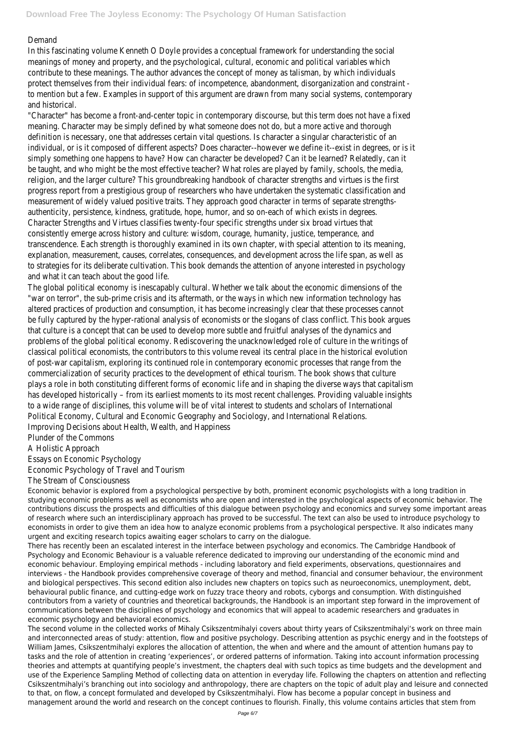Demand

In this fascinating volume Kenneth O Doyle provides a conceptual framework for understanding the social meanings of money and property, and the psychological, cultural, economic and political variables which contribute to these meanings. The author advances the concept of money as talisman, by which individuals protect themselves from their individual fears: of incompetence, abandonment, disorganization and constraint - to mention but a few. Examples in support of this argument are drawn from many social systems, contemporary and historical.

"Character" has become a front-and-center topic in contemporary discourse, but this term does not have a fixed meaning. Character may be simply defined by what someone does not do, but a more active and thorough definition is necessary, one that addresses certain vital questions. Is character a singular characteristic of an individual, or is it composed of different aspects? Does character--however we define it--exist in degrees, or is it simply something one happens to have? How can character be developed? Can it be learned? Relatedly, can it be taught, and who might be the most effective teacher? What roles are played by family, schools, the media, religion, and the larger culture? This groundbreaking handbook of character strengths and virtues is the first progress report from a prestigious group of researchers who have undertaken the systematic classification and measurement of widely valued positive traits. They approach good character in terms of separate strengths-authenticity, persistence, kindness, gratitude, hope, humor, and so on-each of which exists in degrees. Character Strengths and Virtues classifies twenty-four specific strengths under six broad virtues that consistently emerge across history and culture: wisdom, courage, humanity, justice, temperance, and transcendence. Each strength is thoroughly examined in its own chapter, with special attention to its meaning, explanation, measurement, causes, correlates, consequences, and development across the life span, as well as to strategies for its deliberate cultivation. This book demands the attention of anyone interested in psychology and what it can teach about the good life.

The global political economy is inescapably cultural. Whether we talk about the economic dimensions of the "war on terror", the sub-prime crisis and its aftermath, or the ways in which new information technology has altered practices of production and consumption, it has become increasingly clear that these processes cannot be fully captured by the hyper-rational analysis of economists or the slogans of class conflict. This book argues that culture is a concept that can be used to develop more subtle and fruitful analyses of the dynamics and problems of the global political economy. Rediscovering the unacknowledged role of culture in the writings of classical political economists, the contributors to this volume reveal its central place in the historical evolution of post-war capitalism, exploring its continued role in contemporary economic processes that range from the commercialization of security practices to the development of ethical tourism. The book shows that culture plays a role in both constituting different forms of economic life and in shaping the diverse ways that capitalism has developed historically – from its earliest moments to its most recent challenges. Providing valuable insights to a wide range of disciplines, this volume will be of vital interest to students and scholars of International Political Economy, Cultural and Economic Geography and Sociology, and International Relations.

Improving Decisions about Health, Wealth, and Happiness

Plunder of the Commons

A Holistic Approach

Essays on Economic Psychology

Economic Psychology of Travel and Tourism

The Stream of Consciousness

Economic behavior is explored from a psychological perspective by both, prominent economic psychologists with a long tradition in studying economic problems as well as economists who are open and interested in the psychological aspects of economic behavior. The contributions discuss the prospects and difficulties of this dialogue between psychology and economics and survey some important areas of research where such an interdisciplinary approach has proved to be successful. The text can also be used to introduce psychology to economists in order to give them an idea how to analyze economic problems from a psychological perspective. It also indicates many urgent and exciting research topics awaiting eager scholars to carry on the dialogue.

There has recently been an escalated interest in the interface between psychology and economics. The Cambridge Handbook of Psychology and Economic Behaviour is a valuable reference dedicated to improving our understanding of the economic mind and economic behaviour. Employing empirical methods - including laboratory and field experiments, observations, questionnaires and interviews - the Handbook provides comprehensive coverage of theory and method, financial and consumer behaviour, the environment and biological perspectives. This second edition also includes new chapters on topics such as neuroeconomics, unemployment, debt, behavioural public finance, and cutting-edge work on fuzzy trace theory and robots, cyborgs and consumption. With distinguished contributors from a variety of countries and theoretical backgrounds, the Handbook is an important step forward in the improvement of communications between the disciplines of psychology and economics that will appeal to academic researchers and graduates in economic psychology and behavioral economics.

The second volume in the collected works of Mihaly Csikszentmihalyi covers about thirty years of Csikszentmihalyi's work on three main and interconnected areas of study: attention, flow and positive psychology. Describing attention as psychic energy and in the footsteps of William James, Csikszentmihalyi explores the allocation of attention, the when and where and the amount of attention humans pay to tasks and the role of attention in creating 'experiences', or ordered patterns of information. Taking into account information processing theories and attempts at quantifying people's investment, the chapters deal with such topics as time budgets and the development and use of the Experience Sampling Method of collecting data on attention in everyday life. Following the chapters on attention and reflecting Csikszentmihalyi's branching out into sociology and anthropology, there are chapters on the topic of adult play and leisure and connected to that, on flow, a concept formulated and developed by Csikszentmihalyi. Flow has become a popular concept in business and management around the world and research on the concept continues to flourish. Finally, this volume contains articles that stem from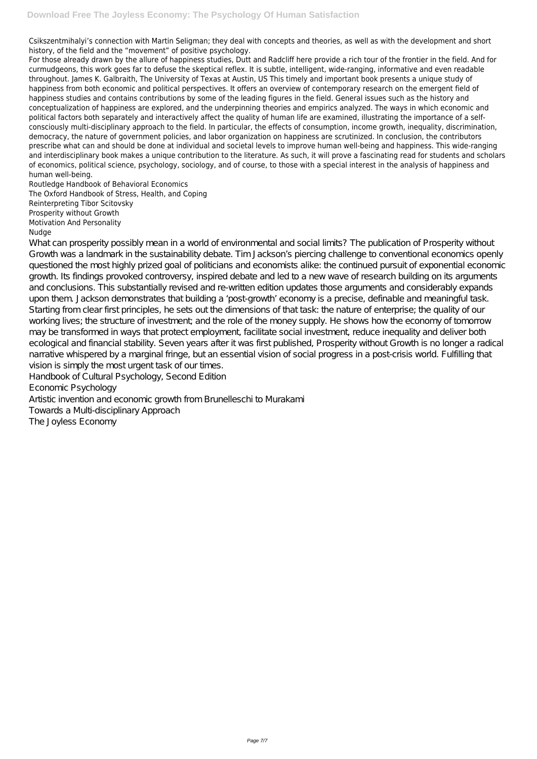Csikszentmihalyi's connection with Martin Seligman; they deal with concepts and theories, as well as with the development and short history, of the field and the "movement" of positive psychology.

For those already drawn by the allure of happiness studies, Dutt and Radcliff here provide a rich tour of the frontier in the field. And for curmudgeons, this work goes far to defuse the skeptical reflex. It is subtle, intelligent, wide-ranging, informative and even readable throughout. James K. Galbraith, The University of Texas at Austin, US This timely and important book presents a unique study of happiness from both economic and political perspectives. It offers an overview of contemporary research on the emergent field of happiness studies and contains contributions by some of the leading figures in the field. General issues such as the history and conceptualization of happiness are explored, and the underpinning theories and empirics analyzed. The ways in which economic and political factors both separately and interactively affect the quality of human life are examined, illustrating the importance of a self-consciously multi-disciplinary approach to the field. In particular, the effects of consumption, income growth, inequality, discrimination, democracy, the nature of government policies, and labor organization on happiness are scrutinized. In conclusion, the contributors prescribe what can and should be done at individual and societal levels to improve human well-being and happiness. This wide-ranging and interdisciplinary book makes a unique contribution to the literature. As such, it will prove a fascinating read for students and scholars of economics, political science, psychology, sociology, and of course, to those with a special interest in the analysis of happiness and human well-being.

Routledge Handbook of Behavioral Economics
The Oxford Handbook of Stress, Health, and Coping
Reinterpreting Tibor Scitovsky
Prosperity without Growth
Motivation And Personality
Nudge

What can prosperity possibly mean in a world of environmental and social limits? The publication of Prosperity without Growth was a landmark in the sustainability debate. Tim Jackson's piercing challenge to conventional economics openly questioned the most highly prized goal of politicians and economists alike: the continued pursuit of exponential economic growth. Its findings provoked controversy, inspired debate and led to a new wave of research building on its arguments and conclusions. This substantially revised and re-written edition updates those arguments and considerably expands upon them. Jackson demonstrates that building a 'post-growth' economy is a precise, definable and meaningful task. Starting from clear first principles, he sets out the dimensions of that task: the nature of enterprise; the quality of our working lives; the structure of investment; and the role of the money supply. He shows how the economy of tomorrow may be transformed in ways that protect employment, facilitate social investment, reduce inequality and deliver both ecological and financial stability. Seven years after it was first published, Prosperity without Growth is no longer a radical narrative whispered by a marginal fringe, but an essential vision of social progress in a post-crisis world. Fulfilling that vision is simply the most urgent task of our times.

Handbook of Cultural Psychology, Second Edition
Economic Psychology
Artistic invention and economic growth from Brunelleschi to Murakami
Towards a Multi-disciplinary Approach
The Joyless Economy